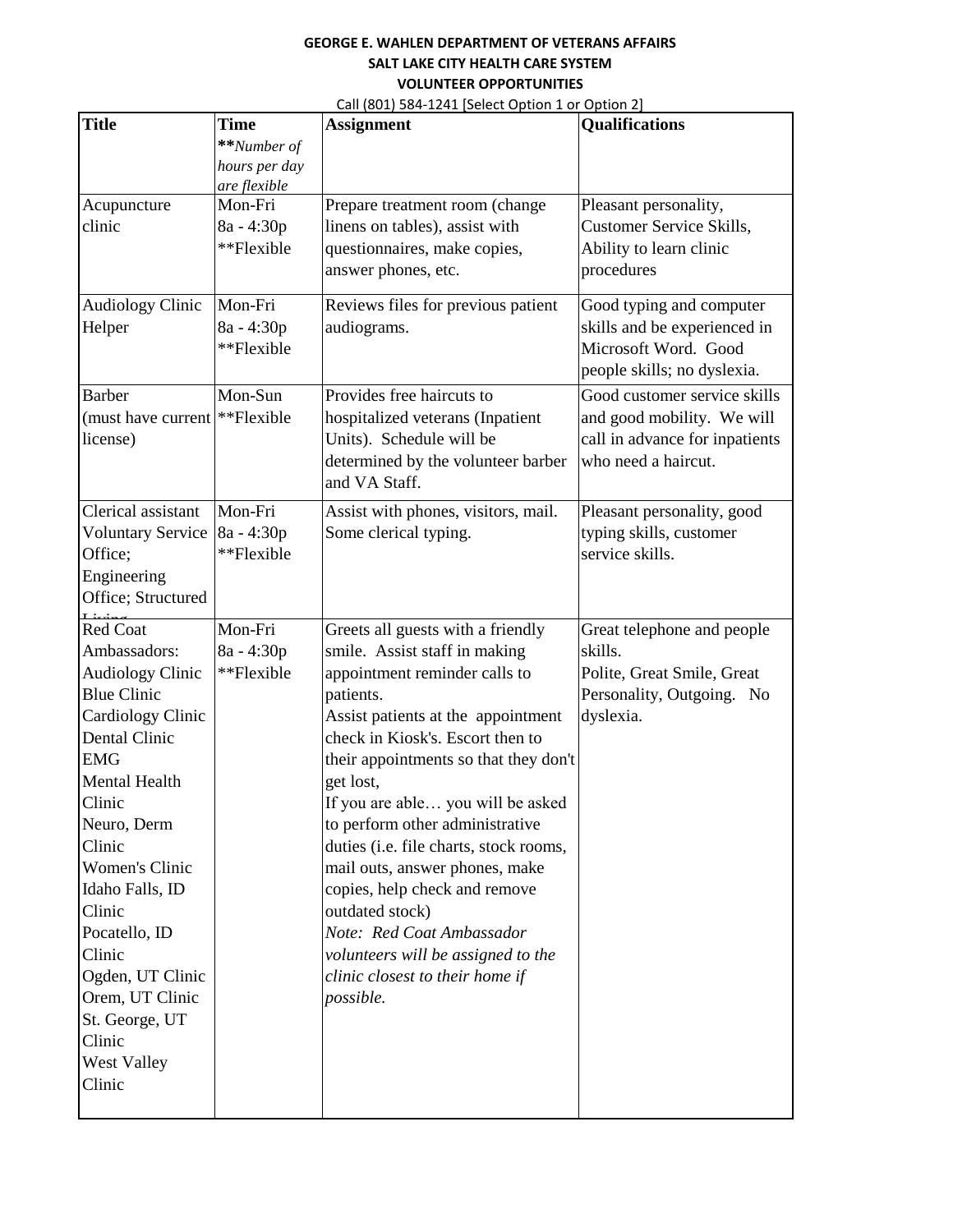**GEORGE E. WAHLEN DEPARTMENT OF VETERANS AFFAIRS**
**SALT LAKE CITY HEALTH CARE SYSTEM**
**VOLUNTEER OPPORTUNITIES**

Call (801) 584-1241 [Select Option 1 or Option 2]

| **Title** | **Time** **\****Number of hours per day are flexible* | **Assignment** | **Qualifications** |
|---|---|---|---|
| Acupuncture clinic | Mon-Fri 8a - 4:30p **Flexible | Prepare treatment room (change linens on tables), assist with questionnaires, make copies, answer phones, etc. | Pleasant personality, Customer Service Skills, Ability to learn clinic procedures |
| Audiology Clinic Helper | Mon-Fri 8a - 4:30p **Flexible | Reviews files for previous patient audiograms. | Good typing and computer skills and be experienced in Microsoft Word. Good people skills; no dyslexia. |
| Barber (must have current license) | Mon-Sun **Flexible | Provides free haircuts to hospitalized veterans (Inpatient Units). Schedule will be determined by the volunteer barber and VA Staff. | Good customer service skills and good mobility. We will call in advance for inpatients who need a haircut. |
| Clerical assistant Voluntary Service Office; Engineering Office; Structured Living | Mon-Fri 8a - 4:30p **Flexible | Assist with phones, visitors, mail. Some clerical typing. | Pleasant personality, good typing skills, customer service skills. |
| Red Coat Ambassadors: Audiology Clinic Blue Clinic Cardiology Clinic Dental Clinic EMG Mental Health Clinic Neuro, Derm Clinic Women's Clinic Idaho Falls, ID Clinic Pocatello, ID Clinic Ogden, UT Clinic Orem, UT Clinic St. George, UT Clinic West Valley Clinic | Mon-Fri 8a - 4:30p **Flexible | Greets all guests with a friendly smile. Assist staff in making appointment reminder calls to patients. Assist patients at the appointment check in Kiosk's. Escort then to their appointments so that they don't get lost, If you are able… you will be asked to perform other administrative duties (i.e. file charts, stock rooms, mail outs, answer phones, make copies, help check and remove outdated stock) *Note: Red Coat Ambassador volunteers will be assigned to the clinic closest to their home if possible.* | Great telephone and people skills. Polite, Great Smile, Great Personality, Outgoing. No dyslexia. |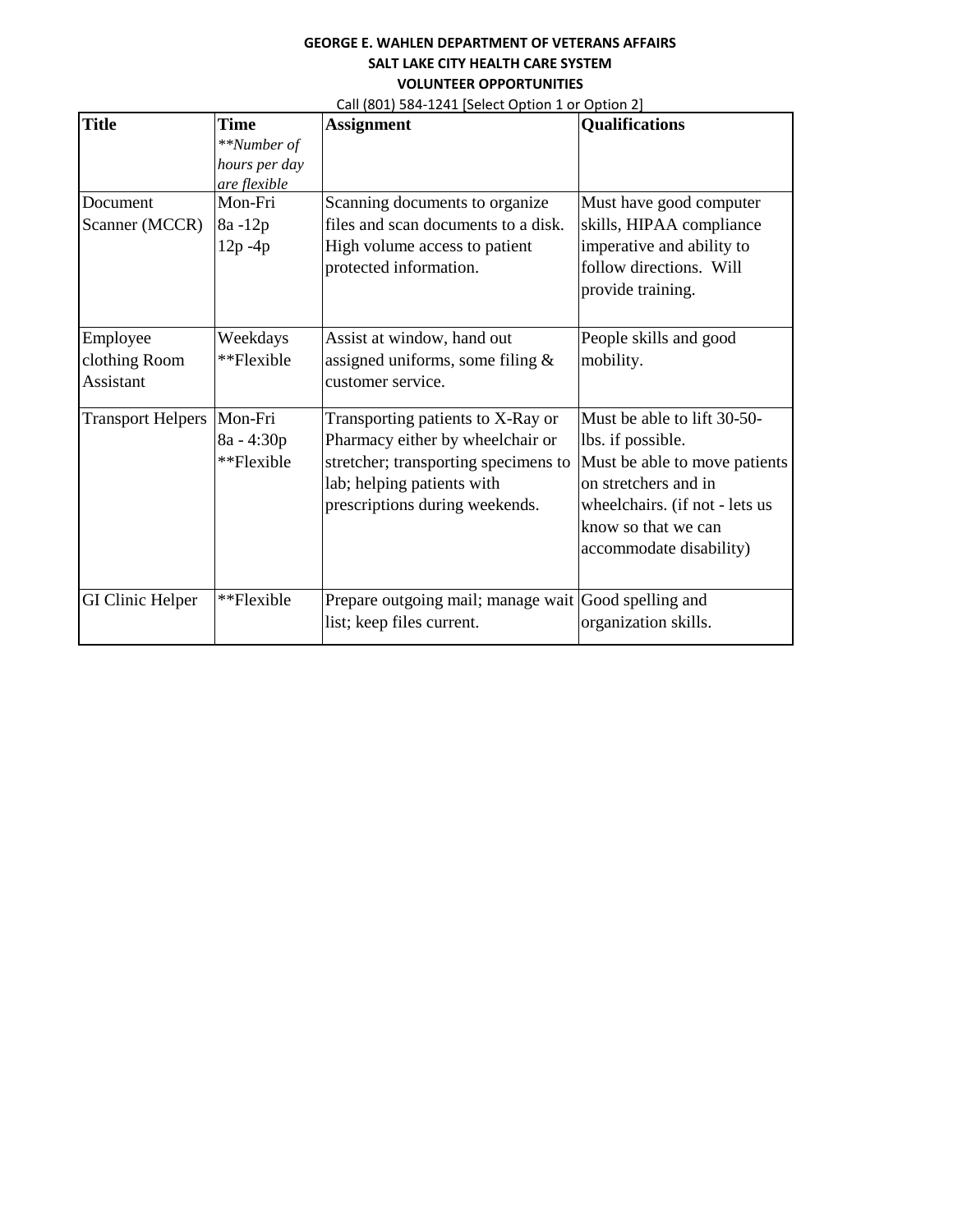**GEORGE E. WAHLEN DEPARTMENT OF VETERANS AFFAIRS**
**SALT LAKE CITY HEALTH CARE SYSTEM**
**VOLUNTEER OPPORTUNITIES**

Call (801) 584-1241 [Select Option 1 or Option 2]

| **Title** | **Time** *\*\*Number of hours per day are flexible* | **Assignment** | **Qualifications** |
|---|---|---|---|
| Document Scanner (MCCR) | Mon-Fri 8a -12p 12p -4p | Scanning documents to organize files and scan documents to a disk. High volume access to patient protected information. | Must have good computer skills, HIPAA compliance imperative and ability to follow directions. Will provide training. |
| Employee clothing Room Assistant | Weekdays \*\*Flexible | Assist at window, hand out assigned uniforms, some filing & customer service. | People skills and good mobility. |
| Transport Helpers | Mon-Fri 8a - 4:30p \*\*Flexible | Transporting patients to X-Ray or Pharmacy either by wheelchair or stretcher; transporting specimens to lab; helping patients with prescriptions during weekends. | Must be able to lift 30-50-lbs. if possible. Must be able to move patients on stretchers and in wheelchairs. (if not - lets us know so that we can accommodate disability) |
| GI Clinic Helper | \*\*Flexible | Prepare outgoing mail; manage wait list; keep files current. | Good spelling and organization skills. |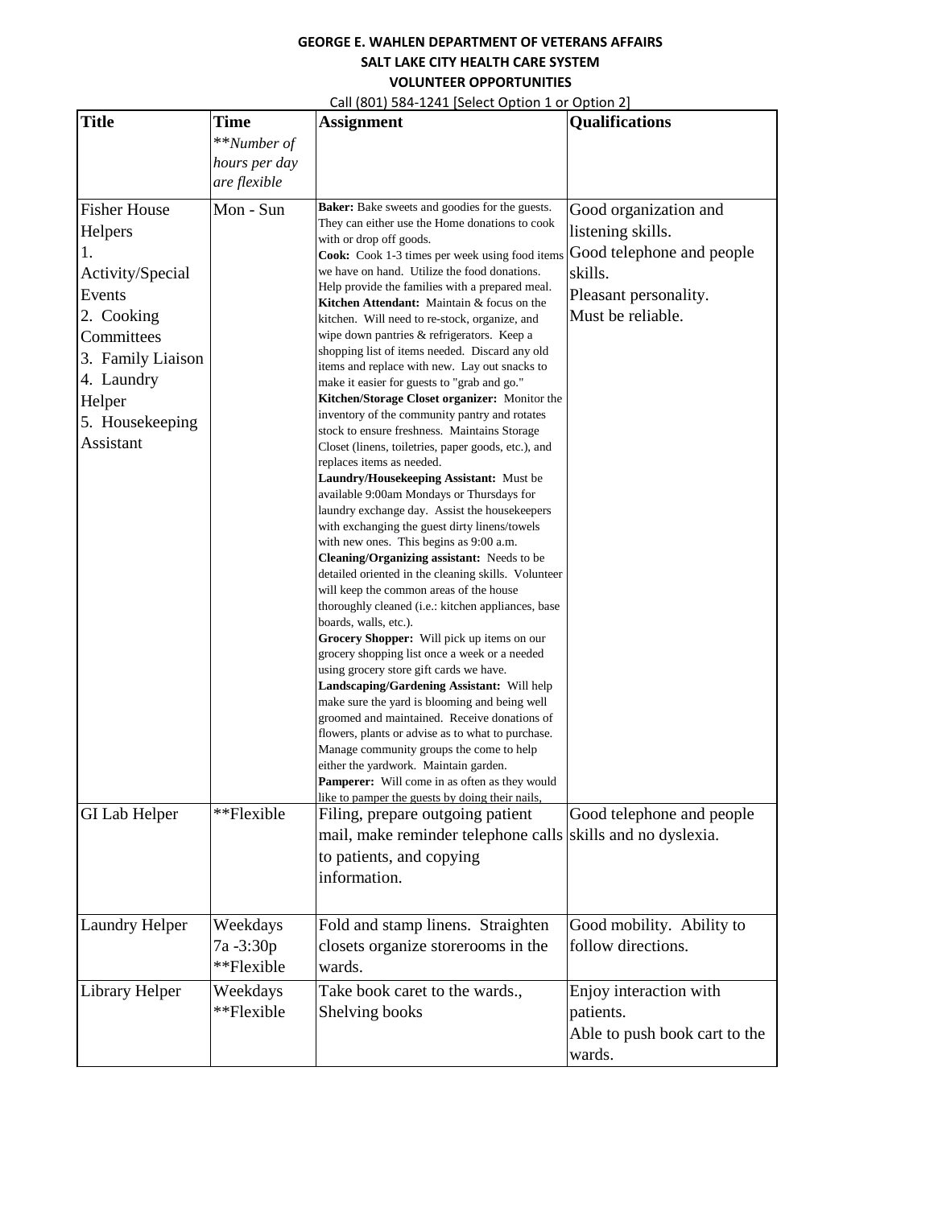**GEORGE E. WAHLEN DEPARTMENT OF VETERANS AFFAIRS**
**SALT LAKE CITY HEALTH CARE SYSTEM**
**VOLUNTEER OPPORTUNITIES**
Call (801) 584-1241 [Select Option 1 or Option 2]

| **Title** | **Time** ***Number of hours per day are flexible* | **Assignment** | **Qualifications** |
|---|---|---|---|
| Fisher House Helpers<br>1. Activity/Special Events<br>2. Cooking Committees<br>3. Family Liaison<br>4. Laundry Helper<br>5. Housekeeping Assistant | Mon - Sun | **Baker:** Bake sweets and goodies for the guests. They can either use the Home donations to cook with or drop off goods.<br>**Cook:** Cook 1-3 times per week using food items we have on hand. Utilize the food donations. Help provide the families with a prepared meal.<br>**Kitchen Attendant:** Maintain & focus on the kitchen. Will need to re-stock, organize, and wipe down pantries & refrigerators. Keep a shopping list of items needed. Discard any old items and replace with new. Lay out snacks to make it easier for guests to "grab and go."<br>**Kitchen/Storage Closet organizer:** Monitor the inventory of the community pantry and rotates stock to ensure freshness. Maintains Storage Closet (linens, toiletries, paper goods, etc.), and replaces items as needed.<br>**Laundry/Housekeeping Assistant:** Must be available 9:00am Mondays or Thursdays for laundry exchange day. Assist the housekeepers with exchanging the guest dirty linens/towels with new ones. This begins as 9:00 a.m.<br>**Cleaning/Organizing assistant:** Needs to be detailed oriented in the cleaning skills. Volunteer will keep the common areas of the house thoroughly cleaned (i.e.: kitchen appliances, base boards, walls, etc.).<br>**Grocery Shopper:** Will pick up items on our grocery shopping list once a week or a needed using grocery store gift cards we have.<br>**Landscaping/Gardening Assistant:** Will help make sure the yard is blooming and being well groomed and maintained. Receive donations of flowers, plants or advise as to what to purchase. Manage community groups the come to help either the yardwork. Maintain garden.<br>**Pamperer:** Will come in as often as they would like to pamper the guests by doing their nails, | Good organization and listening skills.<br>Good telephone and people skills.<br>Pleasant personality.<br>Must be reliable. |
| GI Lab Helper | **Flexible | Filing, prepare outgoing patient mail, make reminder telephone calls to patients, and copying information. | Good telephone and people skills and no dyslexia. |
| Laundry Helper | Weekdays<br>7a -3:30p<br>**Flexible | Fold and stamp linens. Straighten closets organize storerooms in the wards. | Good mobility. Ability to follow directions. |
| Library Helper | Weekdays<br>**Flexible | Take book caret to the wards., Shelving books | Enjoy interaction with patients.<br>Able to push book cart to the wards. |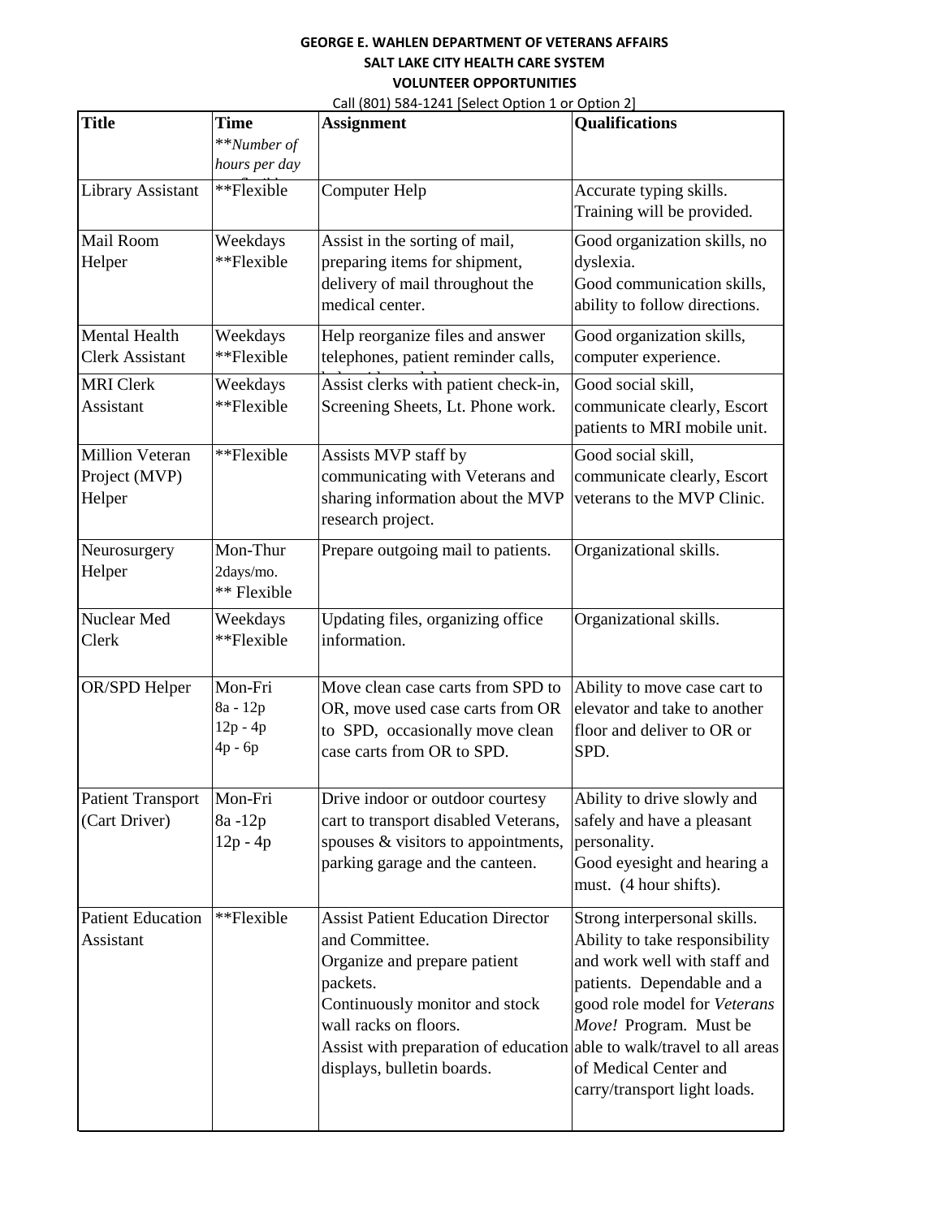**GEORGE E. WAHLEN DEPARTMENT OF VETERANS AFFAIRS**
**SALT LAKE CITY HEALTH CARE SYSTEM**
**VOLUNTEER OPPORTUNITIES**
Call (801) 584-1241 [Select Option 1 or Option 2]

| **Title** | **Time** **\*\*Number of hours per day*** | **Assignment** | **Qualifications** |
|---|---|---|---|
| Library Assistant | **Flexible | Computer Help | Accurate typing skills. Training will be provided. |
| Mail Room Helper | Weekdays **Flexible | Assist in the sorting of mail, preparing items for shipment, delivery of mail throughout the medical center. | Good organization skills, no dyslexia. Good communication skills, ability to follow directions. |
| Mental Health Clerk Assistant | Weekdays **Flexible | Help reorganize files and answer telephones, patient reminder calls, | Good organization skills, computer experience. |
| MRI Clerk Assistant | Weekdays **Flexible | Assist clerks with patient check-in, Screening Sheets, Lt. Phone work. | Good social skill, communicate clearly, Escort patients to MRI mobile unit. |
| Million Veteran Project (MVP) Helper | **Flexible | Assists MVP staff by communicating with Veterans and sharing information about the MVP research project. | Good social skill, communicate clearly, Escort veterans to the MVP Clinic. |
| Neurosurgery Helper | Mon-Thur 2days/mo. ** Flexible | Prepare outgoing mail to patients. | Organizational skills. |
| Nuclear Med Clerk | Weekdays **Flexible | Updating files, organizing office information. | Organizational skills. |
| OR/SPD Helper | Mon-Fri 8a - 12p 12p - 4p 4p - 6p | Move clean case carts from SPD to OR, move used case carts from OR to SPD, occasionally move clean case carts from OR to SPD. | Ability to move case cart to elevator and take to another floor and deliver to OR or SPD. |
| Patient Transport (Cart Driver) | Mon-Fri 8a -12p 12p - 4p | Drive indoor or outdoor courtesy cart to transport disabled Veterans, spouses & visitors to appointments, parking garage and the canteen. | Ability to drive slowly and safely and have a pleasant personality. Good eyesight and hearing a must. (4 hour shifts). |
| Patient Education Assistant | **Flexible | Assist Patient Education Director and Committee. Organize and prepare patient packets. Continuously monitor and stock wall racks on floors. Assist with preparation of education displays, bulletin boards. | Strong interpersonal skills. Ability to take responsibility and work well with staff and patients. Dependable and a good role model for *Veterans Move!* Program. Must be able to walk/travel to all areas of Medical Center and carry/transport light loads. |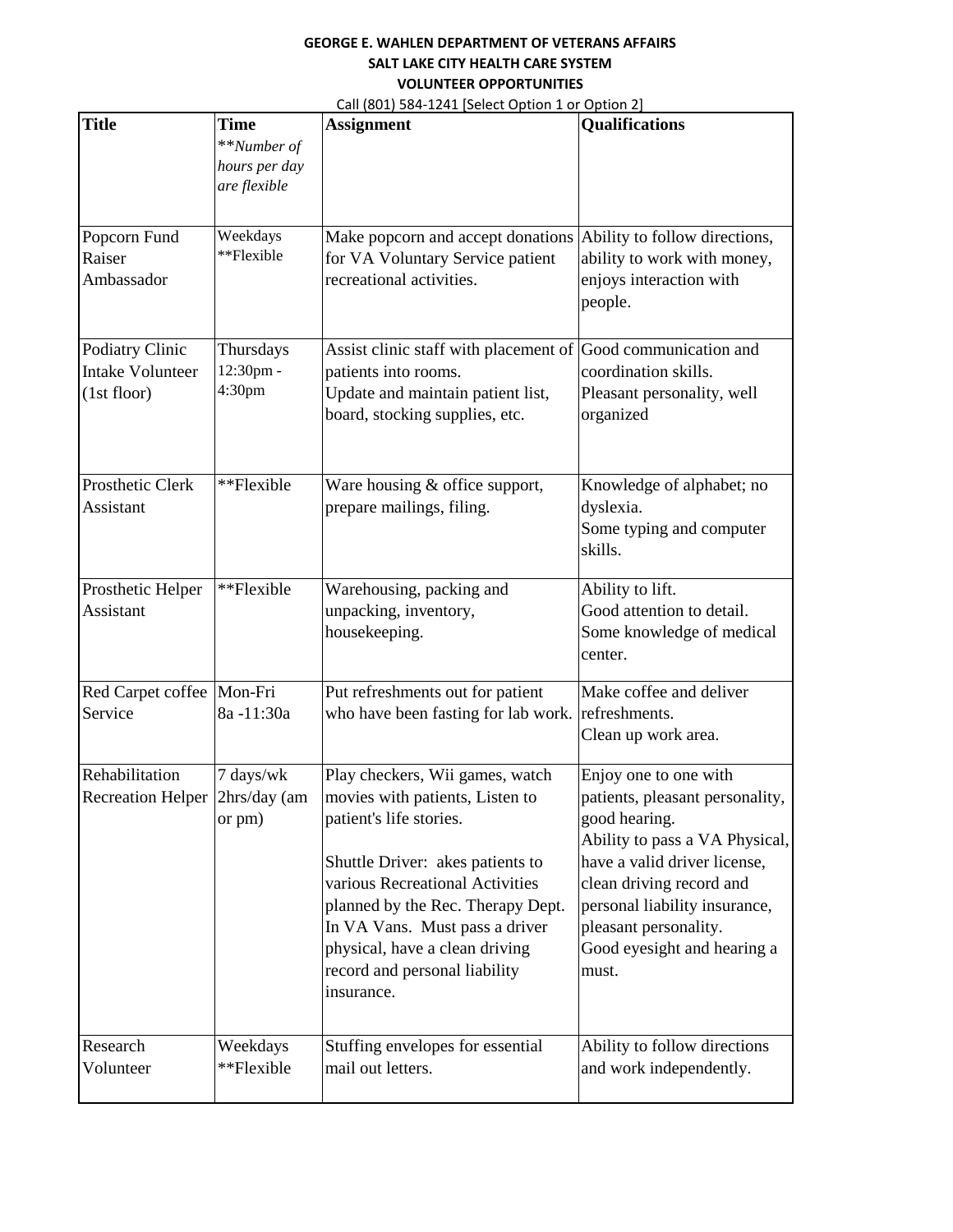**GEORGE E. WAHLEN DEPARTMENT OF VETERANS AFFAIRS**
**SALT LAKE CITY HEALTH CARE SYSTEM**
**VOLUNTEER OPPORTUNITIES**

Call (801) 584-1241 [Select Option 1 or Option 2]

| **Title** | **Time** **Number of hours per day are flexible* | **Assignment** | **Qualifications** |
|---|---|---|---|
| Popcorn Fund Raiser Ambassador | Weekdays **Flexible | Make popcorn and accept donations for VA Voluntary Service patient recreational activities. | Ability to follow directions, ability to work with money, enjoys interaction with people. |
| Podiatry Clinic Intake Volunteer (1st floor) | Thursdays 12:30pm - 4:30pm | Assist clinic staff with placement of patients into rooms.<br>Update and maintain patient list, board, stocking supplies, etc. | Good communication and coordination skills.<br>Pleasant personality, well organized |
| Prosthetic Clerk Assistant | **Flexible | Ware housing & office support, prepare mailings, filing. | Knowledge of alphabet; no dyslexia.<br>Some typing and computer skills. |
| Prosthetic Helper Assistant | **Flexible | Warehousing, packing and unpacking, inventory, housekeeping. | Ability to lift.<br>Good attention to detail.<br>Some knowledge of medical center. |
| Red Carpet coffee Service | Mon-Fri 8a -11:30a | Put refreshments out for patient who have been fasting for lab work. | Make coffee and deliver refreshments.<br>Clean up work area. |
| Rehabilitation Recreation Helper | 7 days/wk 2hrs/day (am or pm) | Play checkers, Wii games, watch movies with patients, Listen to patient's life stories.<br><br>Shuttle Driver: akes patients to various Recreational Activities planned by the Rec. Therapy Dept. In VA Vans. Must pass a driver physical, have a clean driving record and personal liability insurance. | Enjoy one to one with patients, pleasant personality, good hearing.<br>Ability to pass a VA Physical, have a valid driver license, clean driving record and personal liability insurance, pleasant personality.<br>Good eyesight and hearing a must. |
| Research Volunteer | Weekdays **Flexible | Stuffing envelopes for essential mail out letters. | Ability to follow directions and work independently. |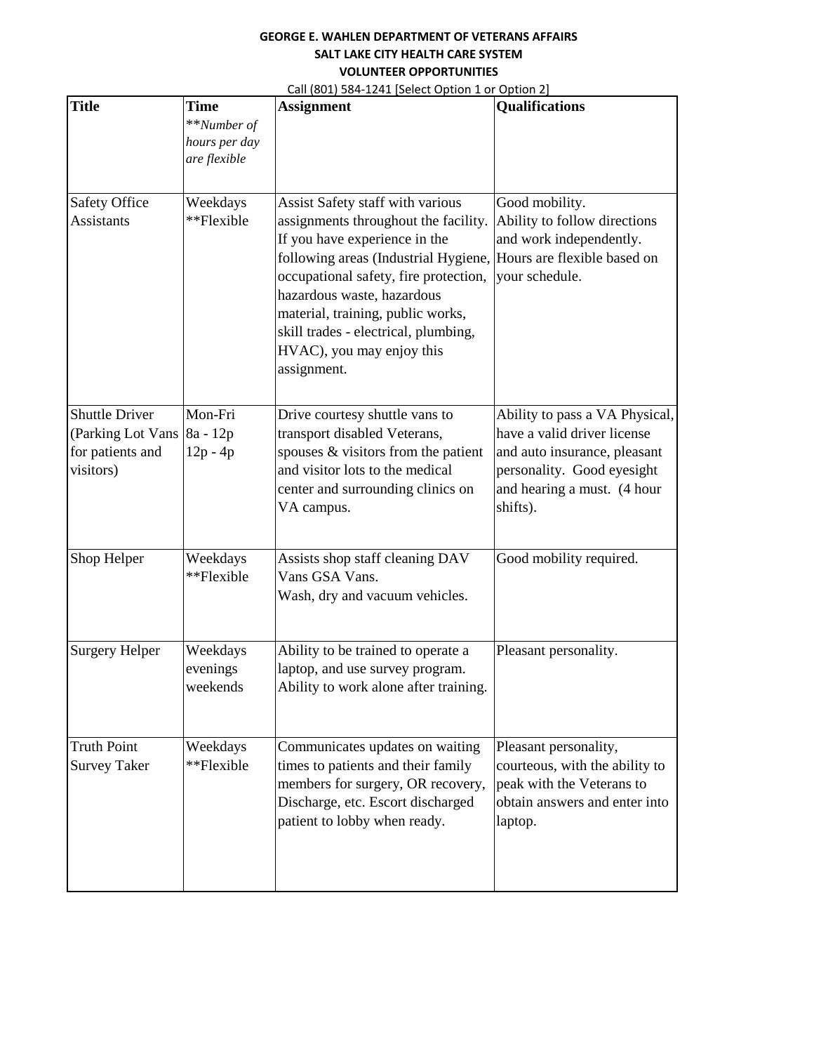**GEORGE E. WAHLEN DEPARTMENT OF VETERANS AFFAIRS**
**SALT LAKE CITY HEALTH CARE SYSTEM**
**VOLUNTEER OPPORTUNITIES**

Call (801) 584-1241 [Select Option 1 or Option 2]

| **Title** | **Time** ***Number of hours per day are flexible* | **Assignment** | **Qualifications** |
|---|---|---|---|
| Safety Office Assistants | Weekdays **Flexible | Assist Safety staff with various assignments throughout the facility. If you have experience in the following areas (Industrial Hygiene, occupational safety, fire protection, hazardous waste, hazardous material, training, public works, skill trades - electrical, plumbing, HVAC), you may enjoy this assignment. | Good mobility. Ability to follow directions and work independently. Hours are flexible based on your schedule. |
| Shuttle Driver (Parking Lot Vans for patients and visitors) | Mon-Fri 8a - 12p 12p - 4p | Drive courtesy shuttle vans to transport disabled Veterans, spouses & visitors from the patient and visitor lots to the medical center and surrounding clinics on VA campus. | Ability to pass a VA Physical, have a valid driver license and auto insurance, pleasant personality. Good eyesight and hearing a must. (4 hour shifts). |
| Shop Helper | Weekdays **Flexible | Assists shop staff cleaning DAV Vans GSA Vans. Wash, dry and vacuum vehicles. | Good mobility required. |
| Surgery Helper | Weekdays evenings weekends | Ability to be trained to operate a laptop, and use survey program. Ability to work alone after training. | Pleasant personality. |
| Truth Point Survey Taker | Weekdays **Flexible | Communicates updates on waiting times to patients and their family members for surgery, OR recovery, Discharge, etc. Escort discharged patient to lobby when ready. | Pleasant personality, courteous, with the ability to peak with the Veterans to obtain answers and enter into laptop. |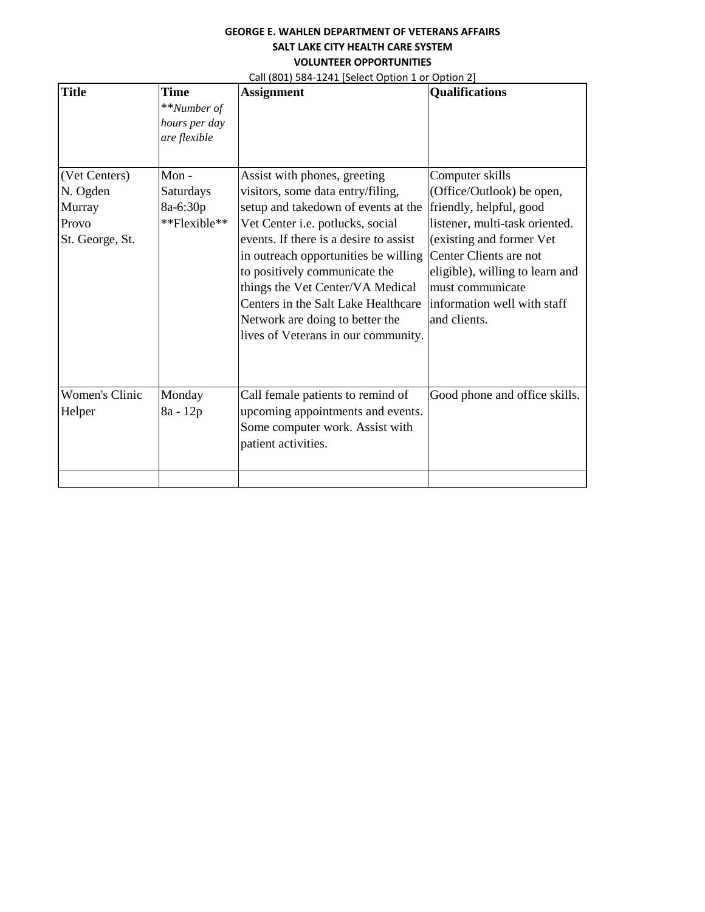**GEORGE E. WAHLEN DEPARTMENT OF VETERANS AFFAIRS**

**SALT LAKE CITY HEALTH CARE SYSTEM**

**VOLUNTEER OPPORTUNITIES**

Call (801) 584-1241 [Select Option 1 or Option 2]

| **Title** | **Time** **\*Number of hours per day are flexible* | **Assignment** | **Qualifications** |
|---|---|---|---|
| (Vet Centers) N. Ogden Murray Provo St. George, St. | Mon - Saturdays 8a-6:30p **Flexible** | Assist with phones, greeting visitors, some data entry/filing, setup and takedown of events at the Vet Center i.e. potlucks, social events. If there is a desire to assist in outreach opportunities be willing to positively communicate the things the Vet Center/VA Medical Centers in the Salt Lake Healthcare Network are doing to better the lives of Veterans in our community. | Computer skills (Office/Outlook) be open, friendly, helpful, good listener, multi-task oriented. (existing and former Vet Center Clients are not eligible), willing to learn and must communicate information well with staff and clients. |
| Women's Clinic Helper | Monday 8a - 12p | Call female patients to remind of upcoming appointments and events. Some computer work. Assist with patient activities. | Good phone and office skills. |
| | | | |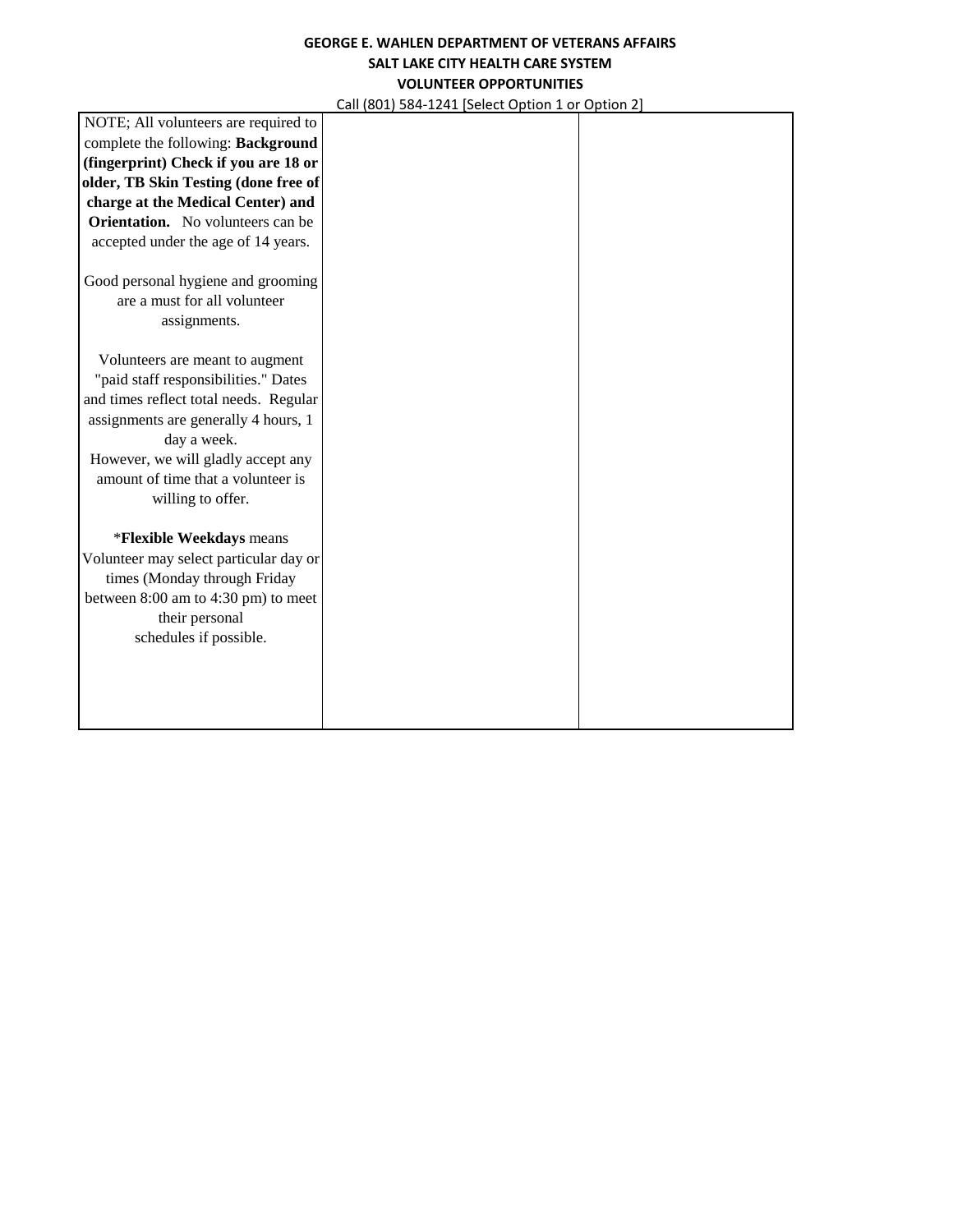**GEORGE E. WAHLEN DEPARTMENT OF VETERANS AFFAIRS**

**SALT LAKE CITY HEALTH CARE SYSTEM**

**VOLUNTEER OPPORTUNITIES**

Call (801) 584-1241 [Select Option 1 or Option 2]

| | | |
|---|---|---|
| NOTE; All volunteers are required to complete the following: **Background (fingerprint) Check if you are 18 or older, TB Skin Testing (done free of charge at the Medical Center) and Orientation.** No volunteers can be accepted under the age of 14 years.<br><br>Good personal hygiene and grooming are a must for all volunteer assignments.<br><br>Volunteers are meant to augment "paid staff responsibilities." Dates and times reflect total needs. Regular assignments are generally 4 hours, 1 day a week.<br>However, we will gladly accept any amount of time that a volunteer is willing to offer.<br><br>\***Flexible Weekdays** means Volunteer may select particular day or times (Monday through Friday between 8:00 am to 4:30 pm) to meet their personal schedules if possible. | | |